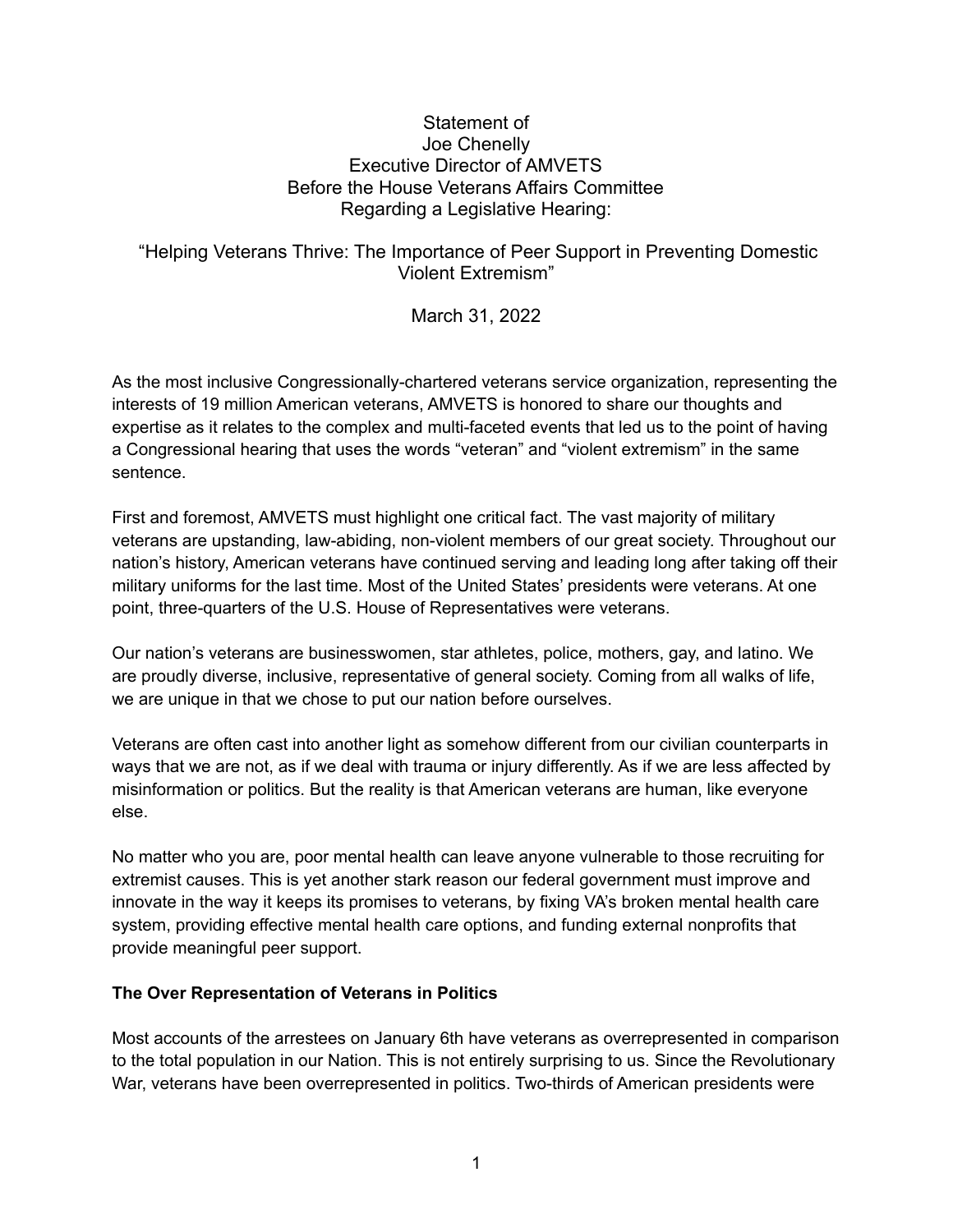Statement of
Joe Chenelly
Executive Director of AMVETS
Before the House Veterans Affairs Committee
Regarding a Legislative Hearing:

"Helping Veterans Thrive: The Importance of Peer Support in Preventing Domestic Violent Extremism"

March 31, 2022

As the most inclusive Congressionally-chartered veterans service organization, representing the interests of 19 million American veterans, AMVETS is honored to share our thoughts and expertise as it relates to the complex and multi-faceted events that led us to the point of having a Congressional hearing that uses the words "veteran" and "violent extremism" in the same sentence.

First and foremost, AMVETS must highlight one critical fact. The vast majority of military veterans are upstanding, law-abiding, non-violent members of our great society. Throughout our nation's history, American veterans have continued serving and leading long after taking off their military uniforms for the last time. Most of the United States' presidents were veterans. At one point, three-quarters of the U.S. House of Representatives were veterans.

Our nation's veterans are businesswomen, star athletes, police, mothers, gay, and latino. We are proudly diverse, inclusive, representative of general society. Coming from all walks of life, we are unique in that we chose to put our nation before ourselves.

Veterans are often cast into another light as somehow different from our civilian counterparts in ways that we are not, as if we deal with trauma or injury differently. As if we are less affected by misinformation or politics. But the reality is that American veterans are human, like everyone else.

No matter who you are, poor mental health can leave anyone vulnerable to those recruiting for extremist causes. This is yet another stark reason our federal government must improve and innovate in the way it keeps its promises to veterans, by fixing VA's broken mental health care system, providing effective mental health care options, and funding external nonprofits that provide meaningful peer support.

**The Over Representation of Veterans in Politics**

Most accounts of the arrestees on January 6th have veterans as overrepresented in comparison to the total population in our Nation. This is not entirely surprising to us. Since the Revolutionary War, veterans have been overrepresented in politics. Two-thirds of American presidents were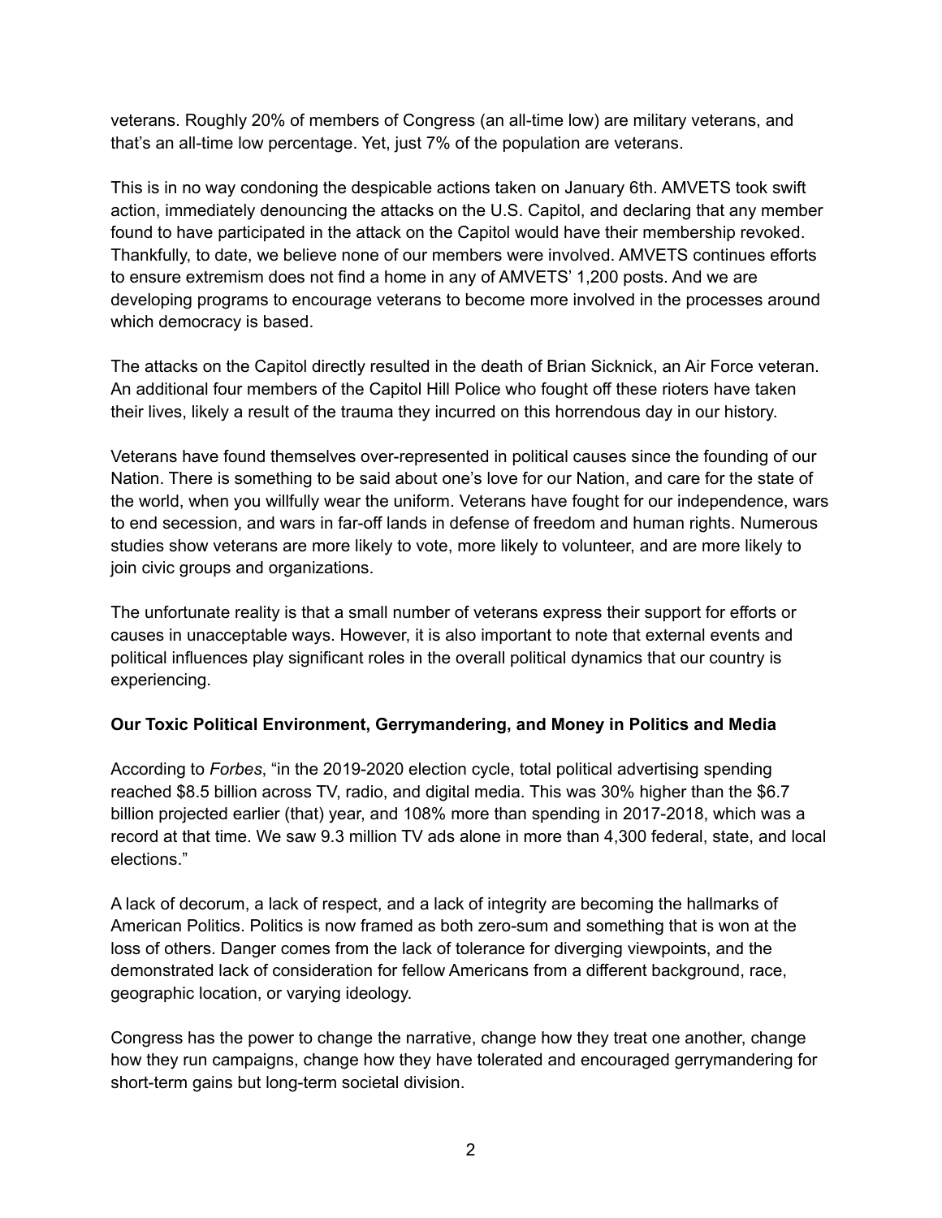veterans. Roughly 20% of members of Congress (an all-time low) are military veterans, and that's an all-time low percentage. Yet, just 7% of the population are veterans.

This is in no way condoning the despicable actions taken on January 6th. AMVETS took swift action, immediately denouncing the attacks on the U.S. Capitol, and declaring that any member found to have participated in the attack on the Capitol would have their membership revoked. Thankfully, to date, we believe none of our members were involved. AMVETS continues efforts to ensure extremism does not find a home in any of AMVETS' 1,200 posts. And we are developing programs to encourage veterans to become more involved in the processes around which democracy is based.

The attacks on the Capitol directly resulted in the death of Brian Sicknick, an Air Force veteran. An additional four members of the Capitol Hill Police who fought off these rioters have taken their lives, likely a result of the trauma they incurred on this horrendous day in our history.

Veterans have found themselves over-represented in political causes since the founding of our Nation. There is something to be said about one's love for our Nation, and care for the state of the world, when you willfully wear the uniform. Veterans have fought for our independence, wars to end secession, and wars in far-off lands in defense of freedom and human rights. Numerous studies show veterans are more likely to vote, more likely to volunteer, and are more likely to join civic groups and organizations.

The unfortunate reality is that a small number of veterans express their support for efforts or causes in unacceptable ways. However, it is also important to note that external events and political influences play significant roles in the overall political dynamics that our country is experiencing.

**Our Toxic Political Environment, Gerrymandering, and Money in Politics and Media**

According to *Forbes*, "in the 2019-2020 election cycle, total political advertising spending reached $8.5 billion across TV, radio, and digital media. This was 30% higher than the $6.7 billion projected earlier (that) year, and 108% more than spending in 2017-2018, which was a record at that time. We saw 9.3 million TV ads alone in more than 4,300 federal, state, and local elections."

A lack of decorum, a lack of respect, and a lack of integrity are becoming the hallmarks of American Politics. Politics is now framed as both zero-sum and something that is won at the loss of others. Danger comes from the lack of tolerance for diverging viewpoints, and the demonstrated lack of consideration for fellow Americans from a different background, race, geographic location, or varying ideology.

Congress has the power to change the narrative, change how they treat one another, change how they run campaigns, change how they have tolerated and encouraged gerrymandering for short-term gains but long-term societal division.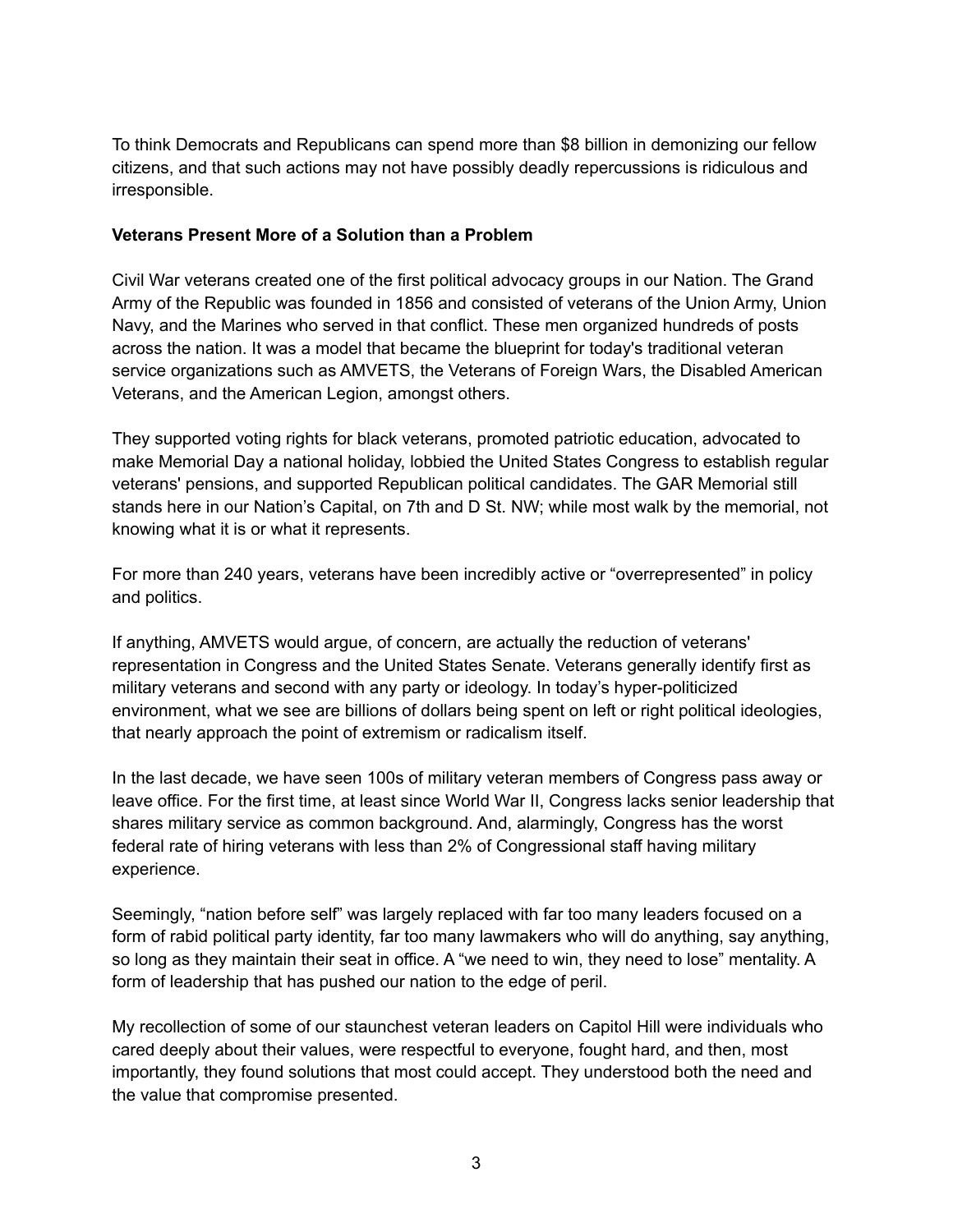To think Democrats and Republicans can spend more than $8 billion in demonizing our fellow citizens, and that such actions may not have possibly deadly repercussions is ridiculous and irresponsible.

**Veterans Present More of a Solution than a Problem**

Civil War veterans created one of the first political advocacy groups in our Nation. The Grand Army of the Republic was founded in 1856 and consisted of veterans of the Union Army, Union Navy, and the Marines who served in that conflict. These men organized hundreds of posts across the nation. It was a model that became the blueprint for today's traditional veteran service organizations such as AMVETS, the Veterans of Foreign Wars, the Disabled American Veterans, and the American Legion, amongst others.

They supported voting rights for black veterans, promoted patriotic education, advocated to make Memorial Day a national holiday, lobbied the United States Congress to establish regular veterans' pensions, and supported Republican political candidates. The GAR Memorial still stands here in our Nation's Capital, on 7th and D St. NW; while most walk by the memorial, not knowing what it is or what it represents.

For more than 240 years, veterans have been incredibly active or "overrepresented" in policy and politics.

If anything, AMVETS would argue, of concern, are actually the reduction of veterans' representation in Congress and the United States Senate. Veterans generally identify first as military veterans and second with any party or ideology. In today's hyper-politicized environment, what we see are billions of dollars being spent on left or right political ideologies, that nearly approach the point of extremism or radicalism itself.

In the last decade, we have seen 100s of military veteran members of Congress pass away or leave office. For the first time, at least since World War II, Congress lacks senior leadership that shares military service as common background. And, alarmingly, Congress has the worst federal rate of hiring veterans with less than 2% of Congressional staff having military experience.

Seemingly, "nation before self" was largely replaced with far too many leaders focused on a form of rabid political party identity, far too many lawmakers who will do anything, say anything, so long as they maintain their seat in office. A "we need to win, they need to lose" mentality. A form of leadership that has pushed our nation to the edge of peril.

My recollection of some of our staunchest veteran leaders on Capitol Hill were individuals who cared deeply about their values, were respectful to everyone, fought hard, and then, most importantly, they found solutions that most could accept. They understood both the need and the value that compromise presented.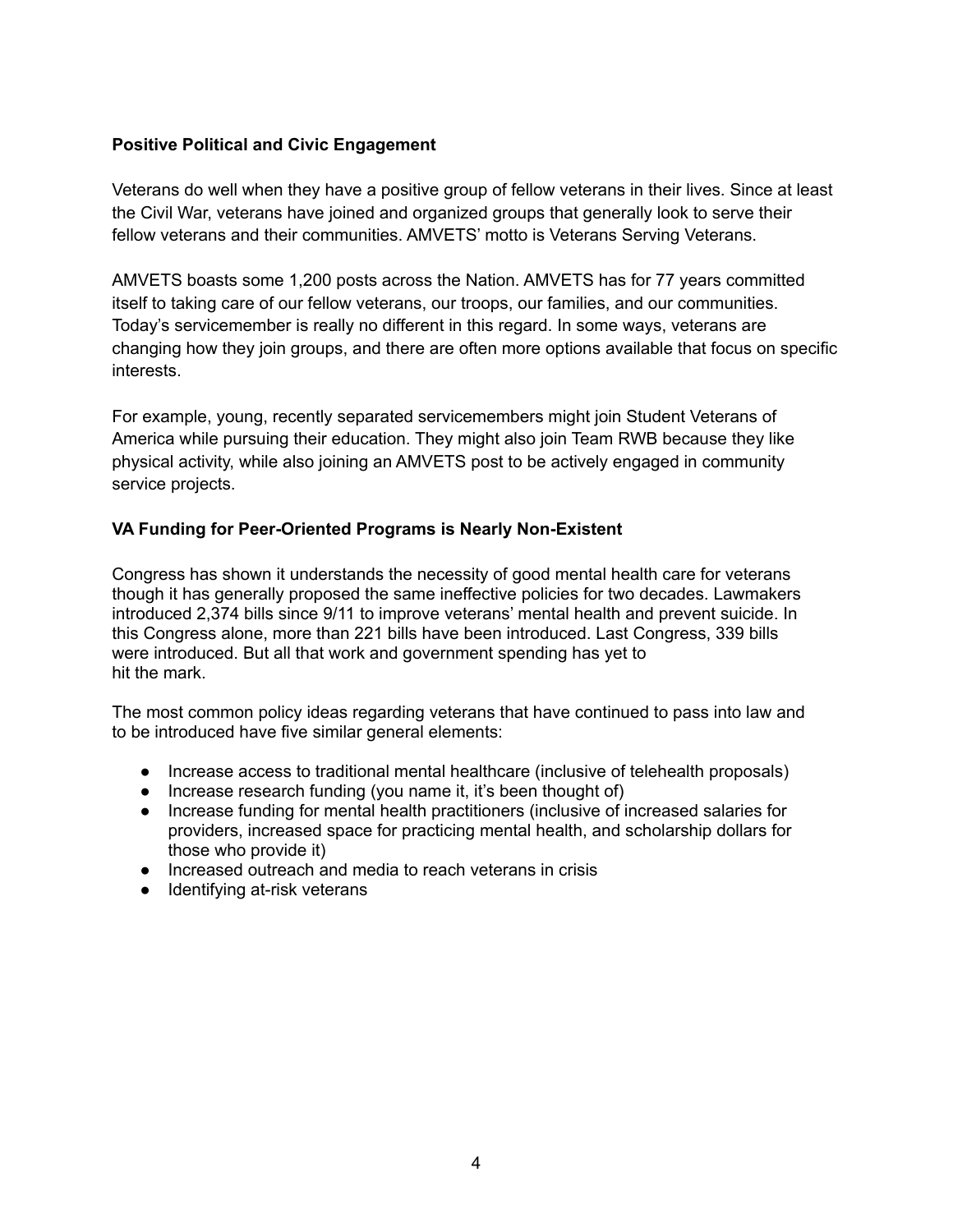**Positive Political and Civic Engagement**

Veterans do well when they have a positive group of fellow veterans in their lives. Since at least the Civil War, veterans have joined and organized groups that generally look to serve their fellow veterans and their communities. AMVETS' motto is Veterans Serving Veterans.

AMVETS boasts some 1,200 posts across the Nation. AMVETS has for 77 years committed itself to taking care of our fellow veterans, our troops, our families, and our communities. Today's servicemember is really no different in this regard. In some ways, veterans are changing how they join groups, and there are often more options available that focus on specific interests.

For example, young, recently separated servicemembers might join Student Veterans of America while pursuing their education. They might also join Team RWB because they like physical activity, while also joining an AMVETS post to be actively engaged in community service projects.

**VA Funding for Peer-Oriented Programs is Nearly Non-Existent**

Congress has shown it understands the necessity of good mental health care for veterans though it has generally proposed the same ineffective policies for two decades. Lawmakers introduced 2,374 bills since 9/11 to improve veterans' mental health and prevent suicide. In this Congress alone, more than 221 bills have been introduced. Last Congress, 339 bills were introduced. But all that work and government spending has yet to hit the mark.

The most common policy ideas regarding veterans that have continued to pass into law and to be introduced have five similar general elements:

- Increase access to traditional mental healthcare (inclusive of telehealth proposals)
- Increase research funding (you name it, it's been thought of)
- Increase funding for mental health practitioners (inclusive of increased salaries for providers, increased space for practicing mental health, and scholarship dollars for those who provide it)
- Increased outreach and media to reach veterans in crisis
- Identifying at-risk veterans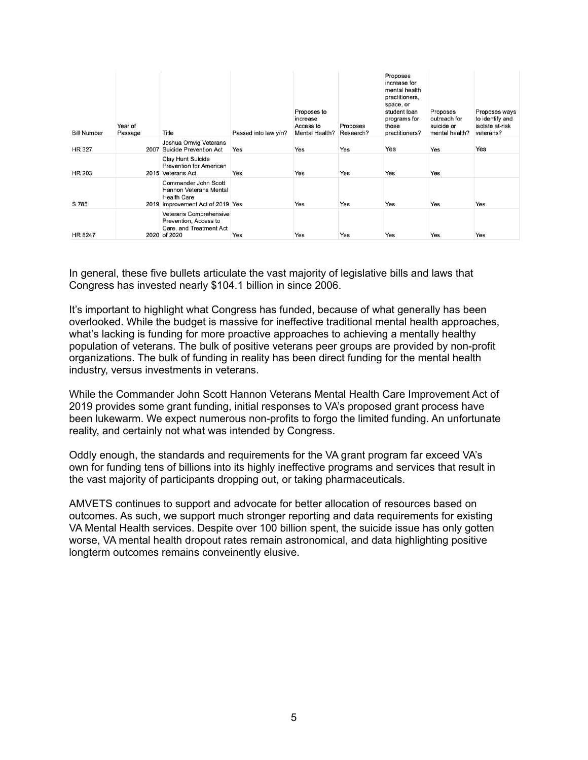| Bill Number | Year of Passage | Title | Passed into law y/n? | Proposes to increase Access to Mental Health? | Proposes Research? | Proposes increase for mental health practitioners, space, or student loan programs for those practitioners? | Proposes outreach for suicide or mental health? | Proposes ways to identify and isolate at-risk veterans? |
|---|---|---|---|---|---|---|---|---|
| HR 327 | 2007 | Joshua Omvig Veterans Suicide Prevention Act | Yes | Yes | Yes | Yes | Yes | Yes |
| HR 203 | 2015 | Clay Hunt Suicide Prevention for American Veterans Act | Yes | Yes | Yes | Yes | Yes | |
| S 785 | 2019 | Commander John Scott Hannon Veterans Mental Health Care Improvement Act of 2019 | Yes | Yes | Yes | Yes | Yes | Yes |
| HR 8247 | 2020 | Veterans Comprehensive Prevention, Access to Care, and Treatment Act of 2020 | Yes | Yes | Yes | Yes | Yes | Yes |

In general, these five bullets articulate the vast majority of legislative bills and laws that Congress has invested nearly $104.1 billion in since 2006.

It's important to highlight what Congress has funded, because of what generally has been overlooked. While the budget is massive for ineffective traditional mental health approaches, what's lacking is funding for more proactive approaches to achieving a mentally healthy population of veterans. The bulk of positive veterans peer groups are provided by non-profit organizations. The bulk of funding in reality has been direct funding for the mental health industry, versus investments in veterans.

While the Commander John Scott Hannon Veterans Mental Health Care Improvement Act of 2019 provides some grant funding, initial responses to VA's proposed grant process have been lukewarm. We expect numerous non-profits to forgo the limited funding. An unfortunate reality, and certainly not what was intended by Congress.

Oddly enough, the standards and requirements for the VA grant program far exceed VA's own for funding tens of billions into its highly ineffective programs and services that result in the vast majority of participants dropping out, or taking pharmaceuticals.

AMVETS continues to support and advocate for better allocation of resources based on outcomes. As such, we support much stronger reporting and data requirements for existing VA Mental Health services. Despite over 100 billion spent, the suicide issue has only gotten worse, VA mental health dropout rates remain astronomical, and data highlighting positive longterm outcomes remains conveinently elusive.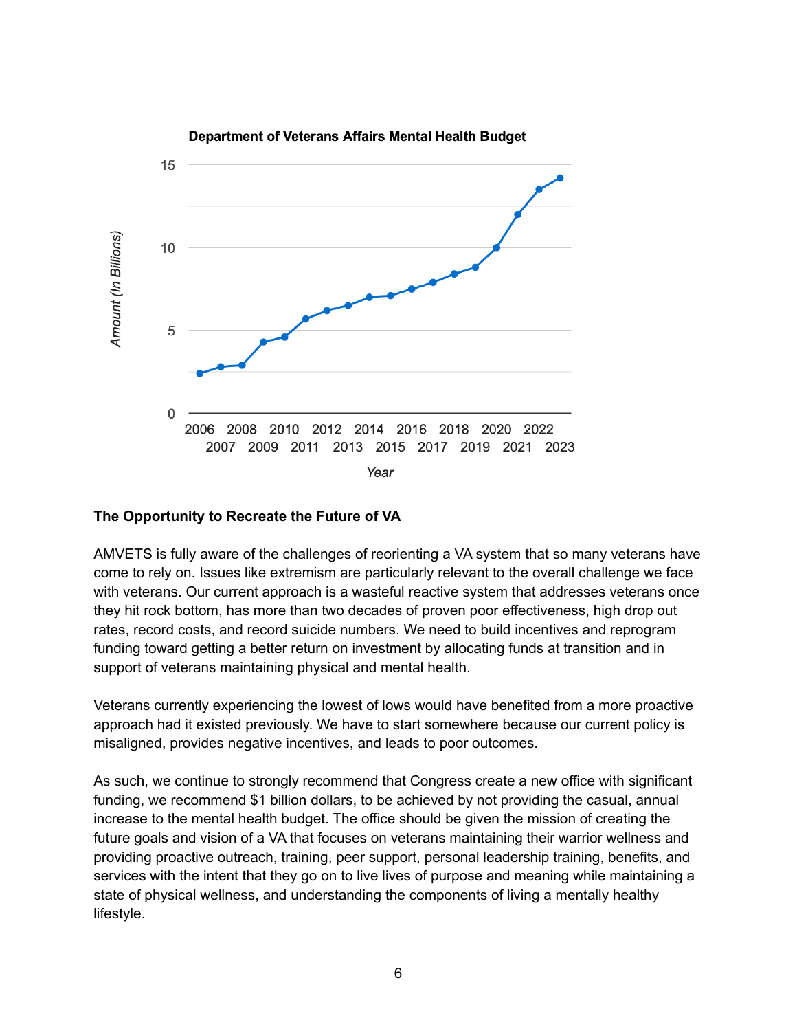**Department of Veterans Affairs Mental Health Budget**

Amount (In Billions)

Year

### The Opportunity to Recreate the Future of VA

AMVETS is fully aware of the challenges of reorienting a VA system that so many veterans have come to rely on. Issues like extremism are particularly relevant to the overall challenge we face with veterans. Our current approach is a wasteful reactive system that addresses veterans once they hit rock bottom, has more than two decades of proven poor effectiveness, high drop out rates, record costs, and record suicide numbers. We need to build incentives and reprogram funding toward getting a better return on investment by allocating funds at transition and in support of veterans maintaining physical and mental health.

Veterans currently experiencing the lowest of lows would have benefited from a more proactive approach had it existed previously. We have to start somewhere because our current policy is misaligned, provides negative incentives, and leads to poor outcomes.

As such, we continue to strongly recommend that Congress create a new office with significant funding, we recommend $1 billion dollars, to be achieved by not providing the casual, annual increase to the mental health budget. The office should be given the mission of creating the future goals and vision of a VA that focuses on veterans maintaining their warrior wellness and providing proactive outreach, training, peer support, personal leadership training, benefits, and services with the intent that they go on to live lives of purpose and meaning while maintaining a state of physical wellness, and understanding the components of living a mentally healthy lifestyle.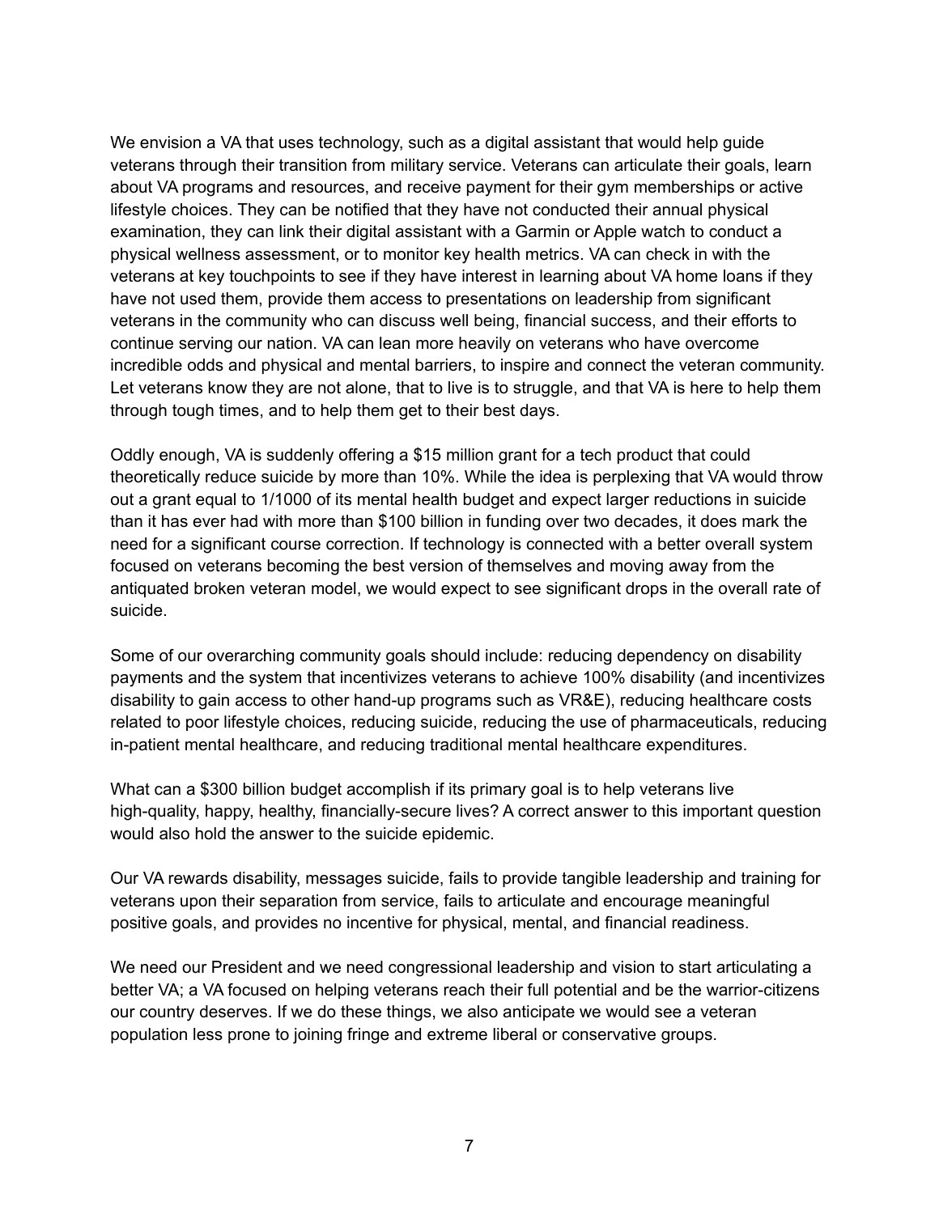We envision a VA that uses technology, such as a digital assistant that would help guide veterans through their transition from military service. Veterans can articulate their goals, learn about VA programs and resources, and receive payment for their gym memberships or active lifestyle choices. They can be notified that they have not conducted their annual physical examination, they can link their digital assistant with a Garmin or Apple watch to conduct a physical wellness assessment, or to monitor key health metrics. VA can check in with the veterans at key touchpoints to see if they have interest in learning about VA home loans if they have not used them, provide them access to presentations on leadership from significant veterans in the community who can discuss well being, financial success, and their efforts to continue serving our nation. VA can lean more heavily on veterans who have overcome incredible odds and physical and mental barriers, to inspire and connect the veteran community. Let veterans know they are not alone, that to live is to struggle, and that VA is here to help them through tough times, and to help them get to their best days.

Oddly enough, VA is suddenly offering a $15 million grant for a tech product that could theoretically reduce suicide by more than 10%. While the idea is perplexing that VA would throw out a grant equal to 1/1000 of its mental health budget and expect larger reductions in suicide than it has ever had with more than $100 billion in funding over two decades, it does mark the need for a significant course correction. If technology is connected with a better overall system focused on veterans becoming the best version of themselves and moving away from the antiquated broken veteran model, we would expect to see significant drops in the overall rate of suicide.

Some of our overarching community goals should include: reducing dependency on disability payments and the system that incentivizes veterans to achieve 100% disability (and incentivizes disability to gain access to other hand-up programs such as VR&E), reducing healthcare costs related to poor lifestyle choices, reducing suicide, reducing the use of pharmaceuticals, reducing in-patient mental healthcare, and reducing traditional mental healthcare expenditures.

What can a $300 billion budget accomplish if its primary goal is to help veterans live high-quality, happy, healthy, financially-secure lives? A correct answer to this important question would also hold the answer to the suicide epidemic.

Our VA rewards disability, messages suicide, fails to provide tangible leadership and training for veterans upon their separation from service, fails to articulate and encourage meaningful positive goals, and provides no incentive for physical, mental, and financial readiness.

We need our President and we need congressional leadership and vision to start articulating a better VA; a VA focused on helping veterans reach their full potential and be the warrior-citizens our country deserves. If we do these things, we also anticipate we would see a veteran population less prone to joining fringe and extreme liberal or conservative groups.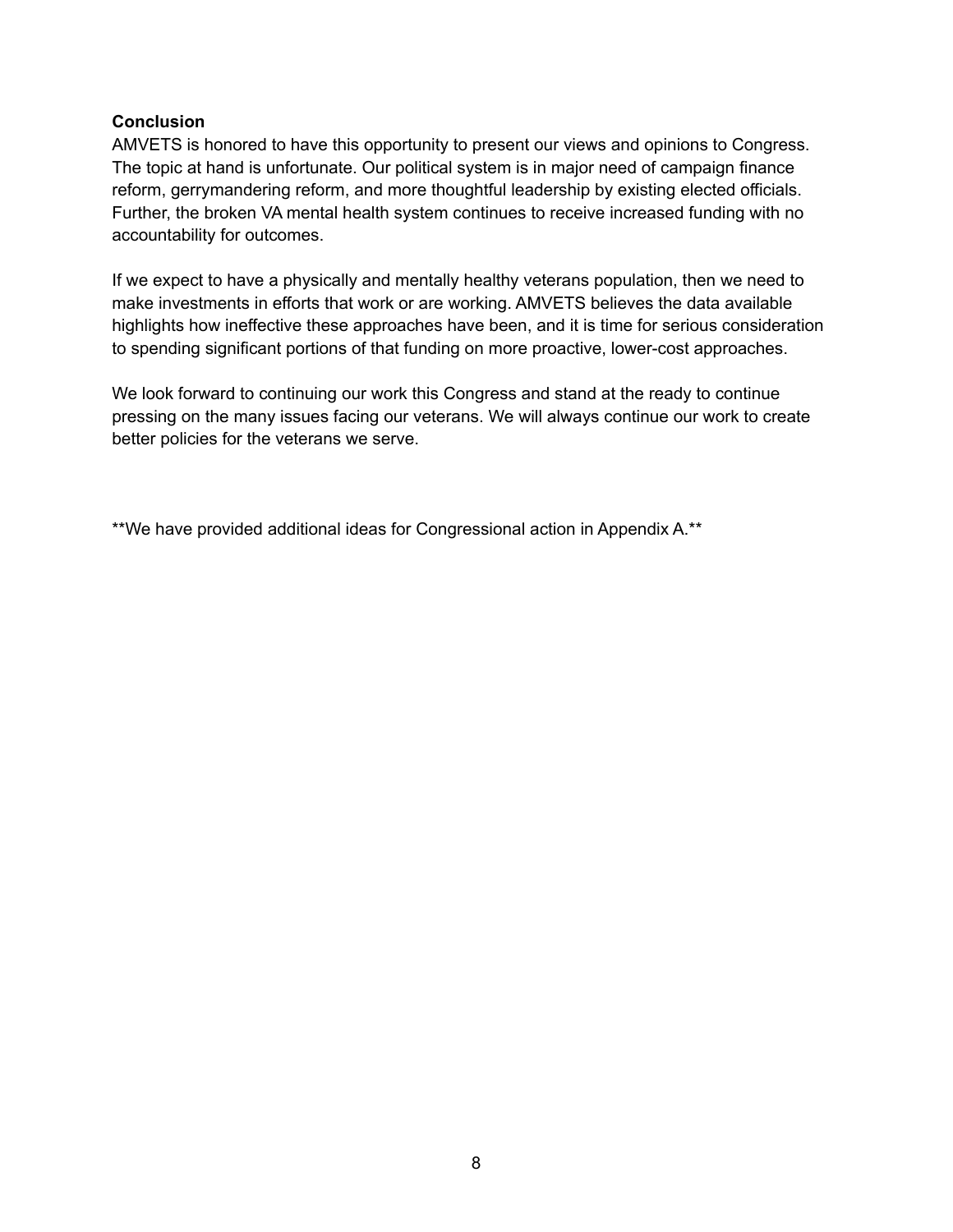**Conclusion**

AMVETS is honored to have this opportunity to present our views and opinions to Congress. The topic at hand is unfortunate. Our political system is in major need of campaign finance reform, gerrymandering reform, and more thoughtful leadership by existing elected officials. Further, the broken VA mental health system continues to receive increased funding with no accountability for outcomes.

If we expect to have a physically and mentally healthy veterans population, then we need to make investments in efforts that work or are working. AMVETS believes the data available highlights how ineffective these approaches have been, and it is time for serious consideration to spending significant portions of that funding on more proactive, lower-cost approaches.

We look forward to continuing our work this Congress and stand at the ready to continue pressing on the many issues facing our veterans. We will always continue our work to create better policies for the veterans we serve.

**We have provided additional ideas for Congressional action in Appendix A.**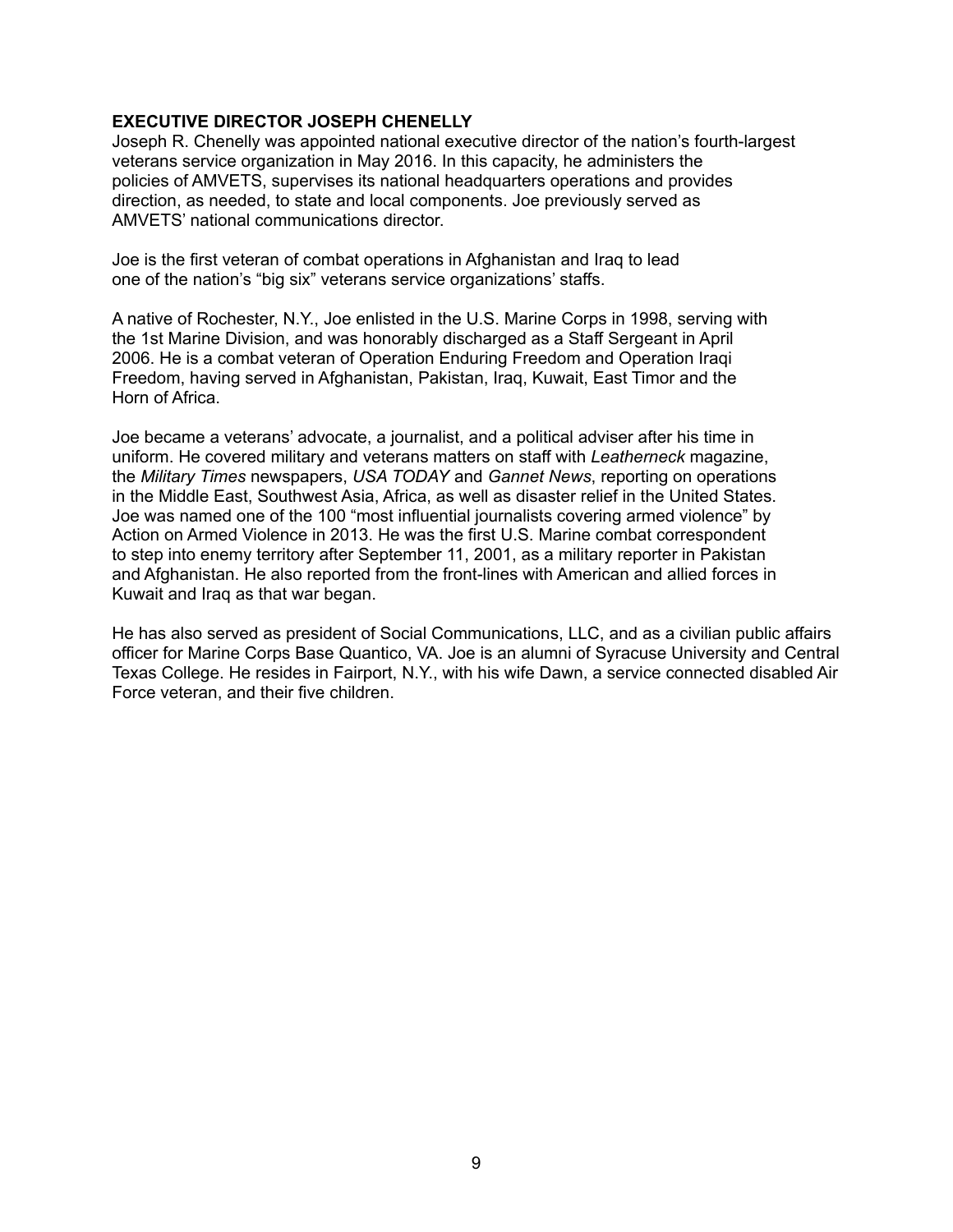## EXECUTIVE DIRECTOR JOSEPH CHENELLY

Joseph R. Chenelly was appointed national executive director of the nation's fourth-largest veterans service organization in May 2016. In this capacity, he administers the policies of AMVETS, supervises its national headquarters operations and provides direction, as needed, to state and local components. Joe previously served as AMVETS' national communications director.

Joe is the first veteran of combat operations in Afghanistan and Iraq to lead one of the nation's "big six" veterans service organizations' staffs.

A native of Rochester, N.Y., Joe enlisted in the U.S. Marine Corps in 1998, serving with the 1st Marine Division, and was honorably discharged as a Staff Sergeant in April 2006. He is a combat veteran of Operation Enduring Freedom and Operation Iraqi Freedom, having served in Afghanistan, Pakistan, Iraq, Kuwait, East Timor and the Horn of Africa.

Joe became a veterans' advocate, a journalist, and a political adviser after his time in uniform. He covered military and veterans matters on staff with *Leatherneck* magazine, the *Military Times* newspapers, *USA TODAY* and *Gannet News*, reporting on operations in the Middle East, Southwest Asia, Africa, as well as disaster relief in the United States. Joe was named one of the 100 "most influential journalists covering armed violence" by Action on Armed Violence in 2013. He was the first U.S. Marine combat correspondent to step into enemy territory after September 11, 2001, as a military reporter in Pakistan and Afghanistan. He also reported from the front-lines with American and allied forces in Kuwait and Iraq as that war began.

He has also served as president of Social Communications, LLC, and as a civilian public affairs officer for Marine Corps Base Quantico, VA. Joe is an alumni of Syracuse University and Central Texas College. He resides in Fairport, N.Y., with his wife Dawn, a service connected disabled Air Force veteran, and their five children.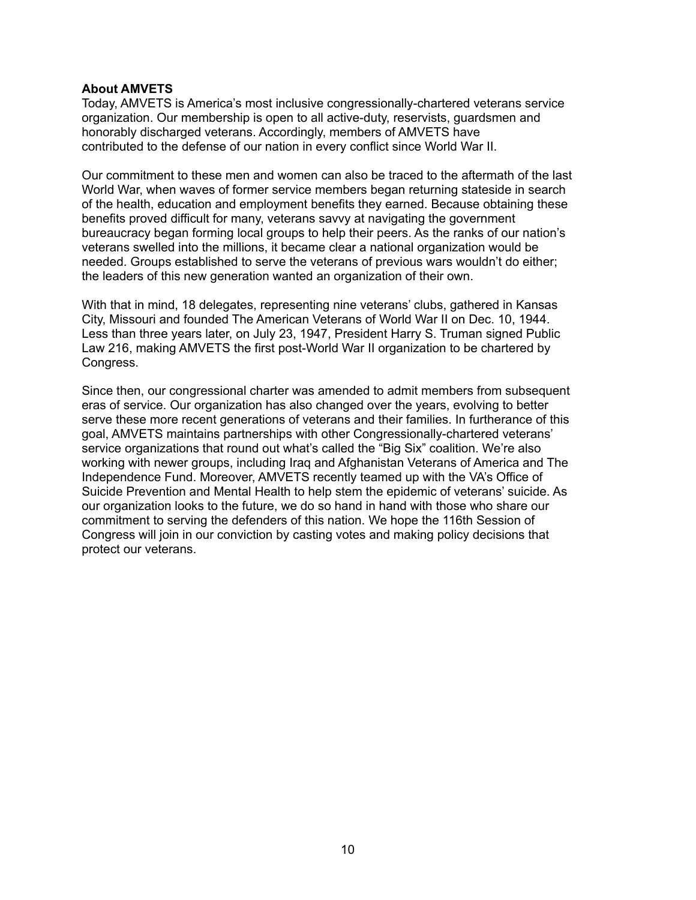**About AMVETS**

Today, AMVETS is America's most inclusive congressionally-chartered veterans service organization. Our membership is open to all active-duty, reservists, guardsmen and honorably discharged veterans. Accordingly, members of AMVETS have contributed to the defense of our nation in every conflict since World War II.

Our commitment to these men and women can also be traced to the aftermath of the last World War, when waves of former service members began returning stateside in search of the health, education and employment benefits they earned. Because obtaining these benefits proved difficult for many, veterans savvy at navigating the government bureaucracy began forming local groups to help their peers. As the ranks of our nation's veterans swelled into the millions, it became clear a national organization would be needed. Groups established to serve the veterans of previous wars wouldn't do either; the leaders of this new generation wanted an organization of their own.

With that in mind, 18 delegates, representing nine veterans' clubs, gathered in Kansas City, Missouri and founded The American Veterans of World War II on Dec. 10, 1944. Less than three years later, on July 23, 1947, President Harry S. Truman signed Public Law 216, making AMVETS the first post-World War II organization to be chartered by Congress.

Since then, our congressional charter was amended to admit members from subsequent eras of service. Our organization has also changed over the years, evolving to better serve these more recent generations of veterans and their families. In furtherance of this goal, AMVETS maintains partnerships with other Congressionally-chartered veterans' service organizations that round out what's called the "Big Six" coalition. We're also working with newer groups, including Iraq and Afghanistan Veterans of America and The Independence Fund. Moreover, AMVETS recently teamed up with the VA's Office of Suicide Prevention and Mental Health to help stem the epidemic of veterans' suicide. As our organization looks to the future, we do so hand in hand with those who share our commitment to serving the defenders of this nation. We hope the 116th Session of Congress will join in our conviction by casting votes and making policy decisions that protect our veterans.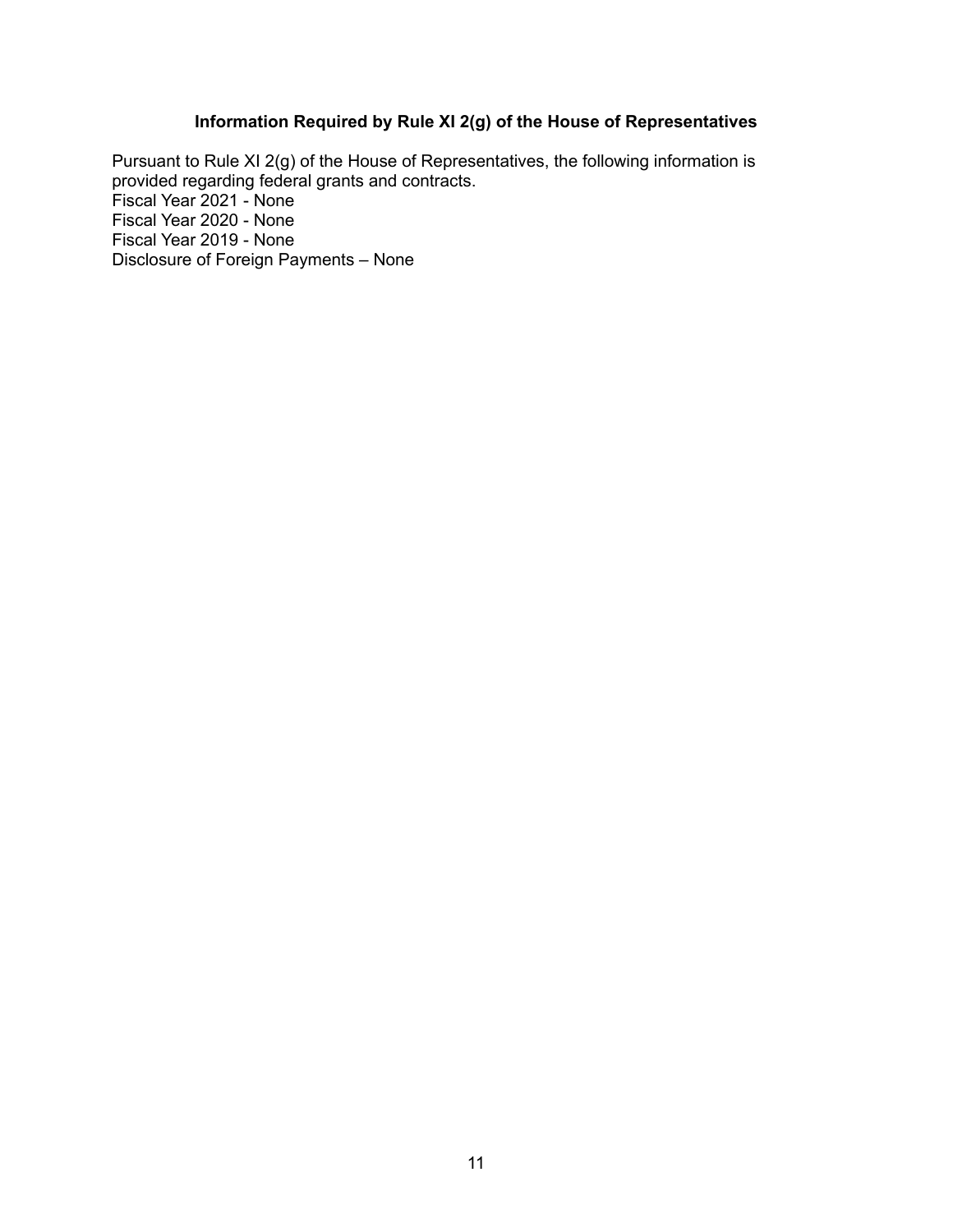**Information Required by Rule XI 2(g) of the House of Representatives**

Pursuant to Rule XI 2(g) of the House of Representatives, the following information is provided regarding federal grants and contracts.
Fiscal Year 2021 - None
Fiscal Year 2020 - None
Fiscal Year 2019 - None
Disclosure of Foreign Payments – None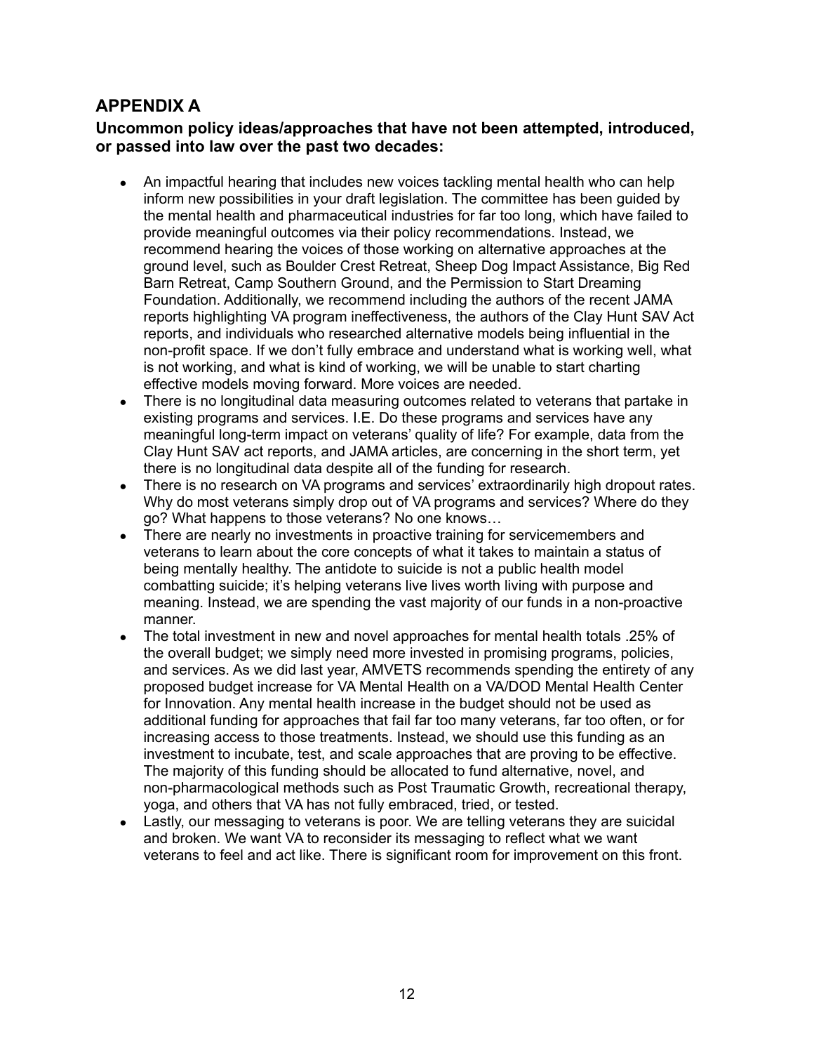## APPENDIX A

### Uncommon policy ideas/approaches that have not been attempted, introduced, or passed into law over the past two decades:

- An impactful hearing that includes new voices tackling mental health who can help inform new possibilities in your draft legislation. The committee has been guided by the mental health and pharmaceutical industries for far too long, which have failed to provide meaningful outcomes via their policy recommendations. Instead, we recommend hearing the voices of those working on alternative approaches at the ground level, such as Boulder Crest Retreat, Sheep Dog Impact Assistance, Big Red Barn Retreat, Camp Southern Ground, and the Permission to Start Dreaming Foundation. Additionally, we recommend including the authors of the recent JAMA reports highlighting VA program ineffectiveness, the authors of the Clay Hunt SAV Act reports, and individuals who researched alternative models being influential in the non-profit space. If we don't fully embrace and understand what is working well, what is not working, and what is kind of working, we will be unable to start charting effective models moving forward. More voices are needed.
- There is no longitudinal data measuring outcomes related to veterans that partake in existing programs and services. I.E. Do these programs and services have any meaningful long-term impact on veterans' quality of life? For example, data from the Clay Hunt SAV act reports, and JAMA articles, are concerning in the short term, yet there is no longitudinal data despite all of the funding for research.
- There is no research on VA programs and services' extraordinarily high dropout rates. Why do most veterans simply drop out of VA programs and services? Where do they go? What happens to those veterans? No one knows…
- There are nearly no investments in proactive training for servicemembers and veterans to learn about the core concepts of what it takes to maintain a status of being mentally healthy. The antidote to suicide is not a public health model combatting suicide; it's helping veterans live lives worth living with purpose and meaning. Instead, we are spending the vast majority of our funds in a non-proactive manner.
- The total investment in new and novel approaches for mental health totals .25% of the overall budget; we simply need more invested in promising programs, policies, and services. As we did last year, AMVETS recommends spending the entirety of any proposed budget increase for VA Mental Health on a VA/DOD Mental Health Center for Innovation. Any mental health increase in the budget should not be used as additional funding for approaches that fail far too many veterans, far too often, or for increasing access to those treatments. Instead, we should use this funding as an investment to incubate, test, and scale approaches that are proving to be effective. The majority of this funding should be allocated to fund alternative, novel, and non-pharmacological methods such as Post Traumatic Growth, recreational therapy, yoga, and others that VA has not fully embraced, tried, or tested.
- Lastly, our messaging to veterans is poor. We are telling veterans they are suicidal and broken. We want VA to reconsider its messaging to reflect what we want veterans to feel and act like. There is significant room for improvement on this front.